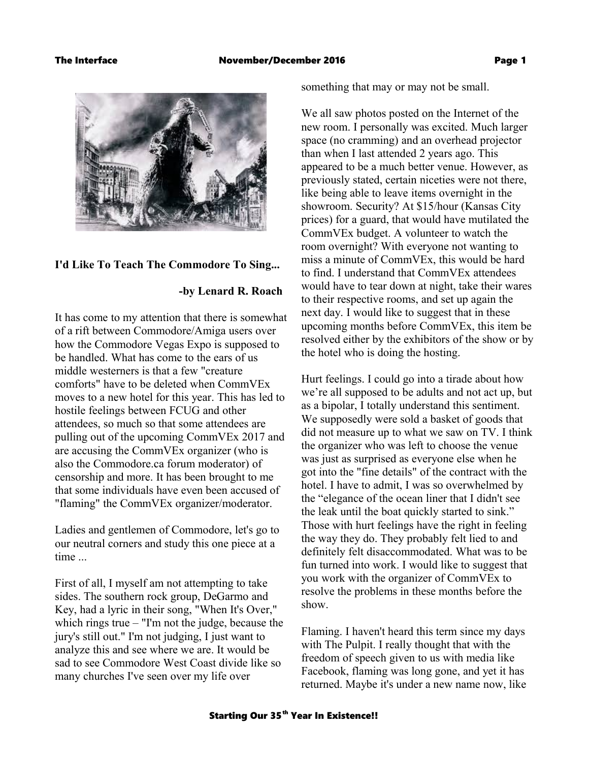## I'd Like To Teach The Commodore To Sing...

**-by Lenard R. Roach**

It has come to my attention that there is somewhat of a rift between Commodore/Amiga users over how the Commodore Vegas Expo is supposed to be handled. What has come to the ears of us middle westerners is that a few "creature comforts" have to be deleted when CommVEx moves to a new hotel for this year. This has led to hostile feelings between FCUG and other attendees, so much so that some attendees are pulling out of the upcoming CommVEx 2017 and are accusing the CommVEx organizer (who is also the Commodore.ca forum moderator) of censorship and more. It has been brought to me that some individuals have even been accused of "flaming" the CommVEx organizer/moderator.

Ladies and gentlemen of Commodore, let's go to our neutral corners and study this one piece at a time ...

First of all, I myself am not attempting to take sides. The southern rock group, DeGarmo and Key, had a lyric in their song, "When It's Over," which rings true – "I'm not the judge, because the jury's still out." I'm not judging, I just want to analyze this and see where we are. It would be sad to see Commodore West Coast divide like so many churches I've seen over my life over something that may or may not be small.

We all saw photos posted on the Internet of the new room. I personally was excited. Much larger space (no cramming) and an overhead projector than when I last attended 2 years ago. This appeared to be a much better venue. However, as previously stated, certain niceties were not there, like being able to leave items overnight in the showroom. Security? At $15/hour (Kansas City prices) for a guard, that would have mutilated the CommVEx budget. A volunteer to watch the room overnight? With everyone not wanting to miss a minute of CommVEx, this would be hard to find. I understand that CommVEx attendees would have to tear down at night, take their wares to their respective rooms, and set up again the next day. I would like to suggest that in these upcoming months before CommVEx, this item be resolved either by the exhibitors of the show or by the hotel who is doing the hosting.

Hurt feelings. I could go into a tirade about how we're all supposed to be adults and not act up, but as a bipolar, I totally understand this sentiment. We supposedly were sold a basket of goods that did not measure up to what we saw on TV. I think the organizer who was left to choose the venue was just as surprised as everyone else when he got into the "fine details" of the contract with the hotel. I have to admit, I was so overwhelmed by the "elegance of the ocean liner that I didn't see the leak until the boat quickly started to sink." Those with hurt feelings have the right in feeling the way they do. They probably felt lied to and definitely felt disaccommodated. What was to be fun turned into work. I would like to suggest that you work with the organizer of CommVEx to resolve the problems in these months before the show.

Flaming. I haven't heard this term since my days with The Pulpit. I really thought that with the freedom of speech given to us with media like Facebook, flaming was long gone, and yet it has returned. Maybe it's under a new name now, like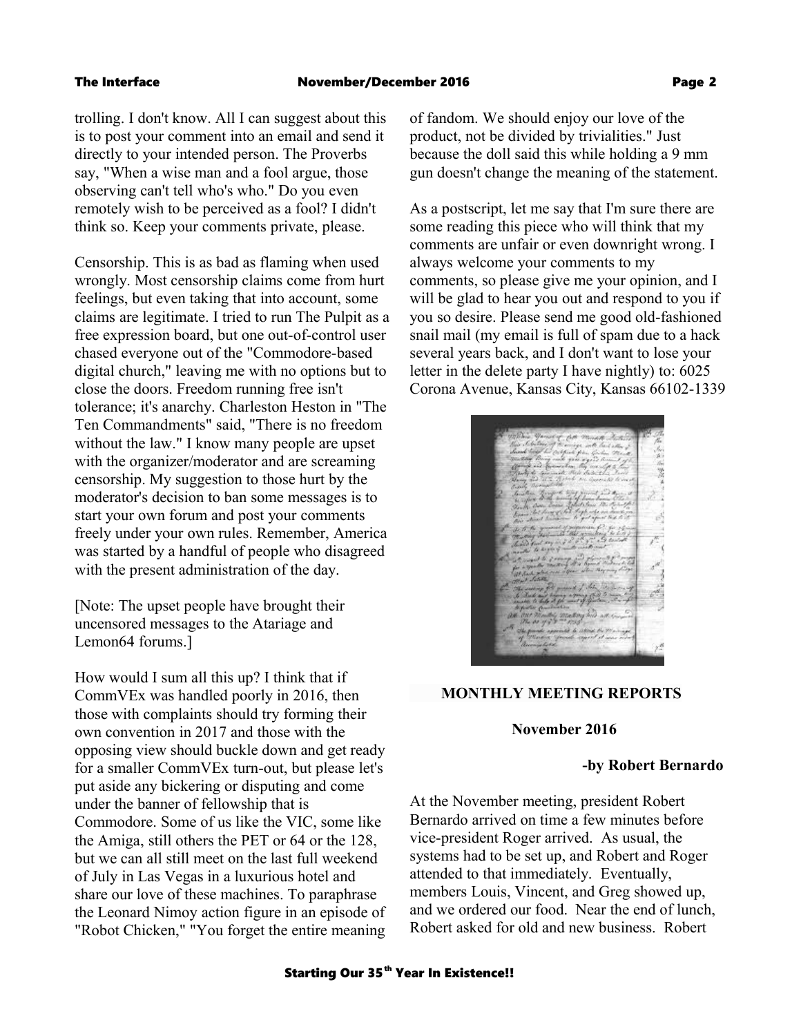trolling. I don't know. All I can suggest about this is to post your comment into an email and send it directly to your intended person. The Proverbs say, "When a wise man and a fool argue, those observing can't tell who's who." Do you even remotely wish to be perceived as a fool? I didn't think so. Keep your comments private, please.

Censorship. This is as bad as flaming when used wrongly. Most censorship claims come from hurt feelings, but even taking that into account, some claims are legitimate. I tried to run The Pulpit as a free expression board, but one out-of-control user chased everyone out of the "Commodore-based digital church," leaving me with no options but to close the doors. Freedom running free isn't tolerance; it's anarchy. Charleston Heston in "The Ten Commandments" said, "There is no freedom without the law." I know many people are upset with the organizer/moderator and are screaming censorship. My suggestion to those hurt by the moderator's decision to ban some messages is to start your own forum and post your comments freely under your own rules. Remember, America was started by a handful of people who disagreed with the present administration of the day.

[Note: The upset people have brought their uncensored messages to the Atariage and Lemon64 forums.]

How would I sum all this up? I think that if CommVEx was handled poorly in 2016, then those with complaints should try forming their own convention in 2017 and those with the opposing view should buckle down and get ready for a smaller CommVEx turn-out, but please let's put aside any bickering or disputing and come under the banner of fellowship that is Commodore. Some of us like the VIC, some like the Amiga, still others the PET or 64 or the 128, but we can all still meet on the last full weekend of July in Las Vegas in a luxurious hotel and share our love of these machines. To paraphrase the Leonard Nimoy action figure in an episode of "Robot Chicken," "You forget the entire meaning of fandom. We should enjoy our love of the product, not be divided by trivialities." Just because the doll said this while holding a 9 mm gun doesn't change the meaning of the statement.

As a postscript, let me say that I'm sure there are some reading this piece who will think that my comments are unfair or even downright wrong. I always welcome your comments to my comments, so please give me your opinion, and I will be glad to hear you out and respond to you if you so desire. Please send me good old-fashioned snail mail (my email is full of spam due to a hack several years back, and I don't want to lose your letter in the delete party I have nightly) to: 6025 Corona Avenue, Kansas City, Kansas 66102-1339

## MONTHLY MEETING REPORTS

### November 2016

**-by Robert Bernardo**

At the November meeting, president Robert Bernardo arrived on time a few minutes before vice-president Roger arrived. As usual, the systems had to be set up, and Robert and Roger attended to that immediately. Eventually, members Louis, Vincent, and Greg showed up, and we ordered our food. Near the end of lunch, Robert asked for old and new business. Robert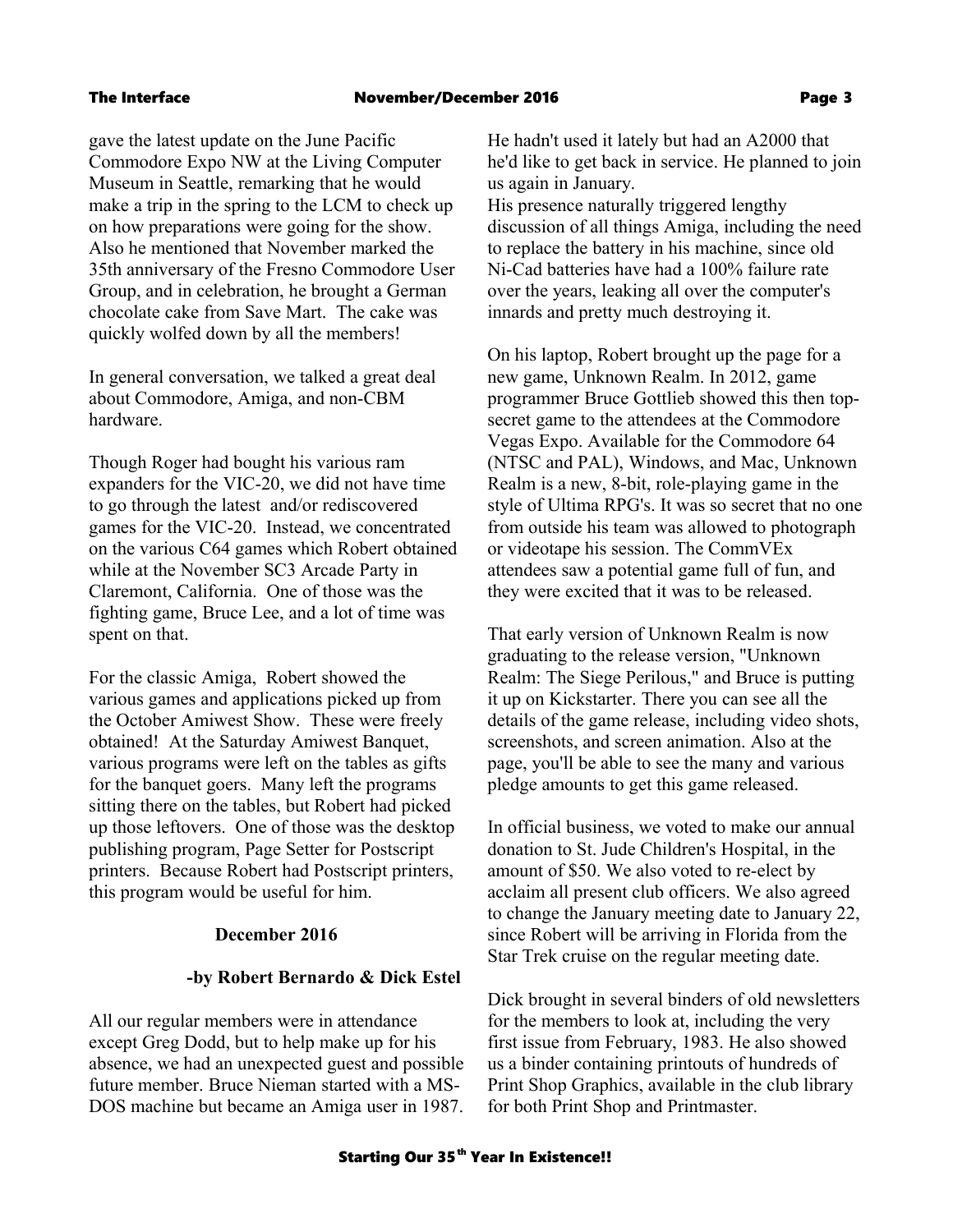gave the latest update on the June Pacific Commodore Expo NW at the Living Computer Museum in Seattle, remarking that he would make a trip in the spring to the LCM to check up on how preparations were going for the show. Also he mentioned that November marked the 35th anniversary of the Fresno Commodore User Group, and in celebration, he brought a German chocolate cake from Save Mart. The cake was quickly wolfed down by all the members!

In general conversation, we talked a great deal about Commodore, Amiga, and non-CBM hardware.

Though Roger had bought his various ram expanders for the VIC-20, we did not have time to go through the latest and/or rediscovered games for the VIC-20. Instead, we concentrated on the various C64 games which Robert obtained while at the November SC3 Arcade Party in Claremont, California. One of those was the fighting game, Bruce Lee, and a lot of time was spent on that.

For the classic Amiga, Robert showed the various games and applications picked up from the October Amiwest Show. These were freely obtained! At the Saturday Amiwest Banquet, various programs were left on the tables as gifts for the banquet goers. Many left the programs sitting there on the tables, but Robert had picked up those leftovers. One of those was the desktop publishing program, Page Setter for Postscript printers. Because Robert had Postscript printers, this program would be useful for him.

## December 2016

**-by Robert Bernardo & Dick Estel**

All our regular members were in attendance except Greg Dodd, but to help make up for his absence, we had an unexpected guest and possible future member. Bruce Nieman started with a MS-DOS machine but became an Amiga user in 1987. He hadn't used it lately but had an A2000 that he'd like to get back in service. He planned to join us again in January.

His presence naturally triggered lengthy discussion of all things Amiga, including the need to replace the battery in his machine, since old Ni-Cad batteries have had a 100% failure rate over the years, leaking all over the computer's innards and pretty much destroying it.

On his laptop, Robert brought up the page for a new game, Unknown Realm. In 2012, game programmer Bruce Gottlieb showed this then top-secret game to the attendees at the Commodore Vegas Expo. Available for the Commodore 64 (NTSC and PAL), Windows, and Mac, Unknown Realm is a new, 8-bit, role-playing game in the style of Ultima RPG's. It was so secret that no one from outside his team was allowed to photograph or videotape his session. The CommVEx attendees saw a potential game full of fun, and they were excited that it was to be released.

That early version of Unknown Realm is now graduating to the release version, "Unknown Realm: The Siege Perilous," and Bruce is putting it up on Kickstarter. There you can see all the details of the game release, including video shots, screenshots, and screen animation. Also at the page, you'll be able to see the many and various pledge amounts to get this game released.

In official business, we voted to make our annual donation to St. Jude Children's Hospital, in the amount of $50. We also voted to re-elect by acclaim all present club officers. We also agreed to change the January meeting date to January 22, since Robert will be arriving in Florida from the Star Trek cruise on the regular meeting date.

Dick brought in several binders of old newsletters for the members to look at, including the very first issue from February, 1983. He also showed us a binder containing printouts of hundreds of Print Shop Graphics, available in the club library for both Print Shop and Printmaster.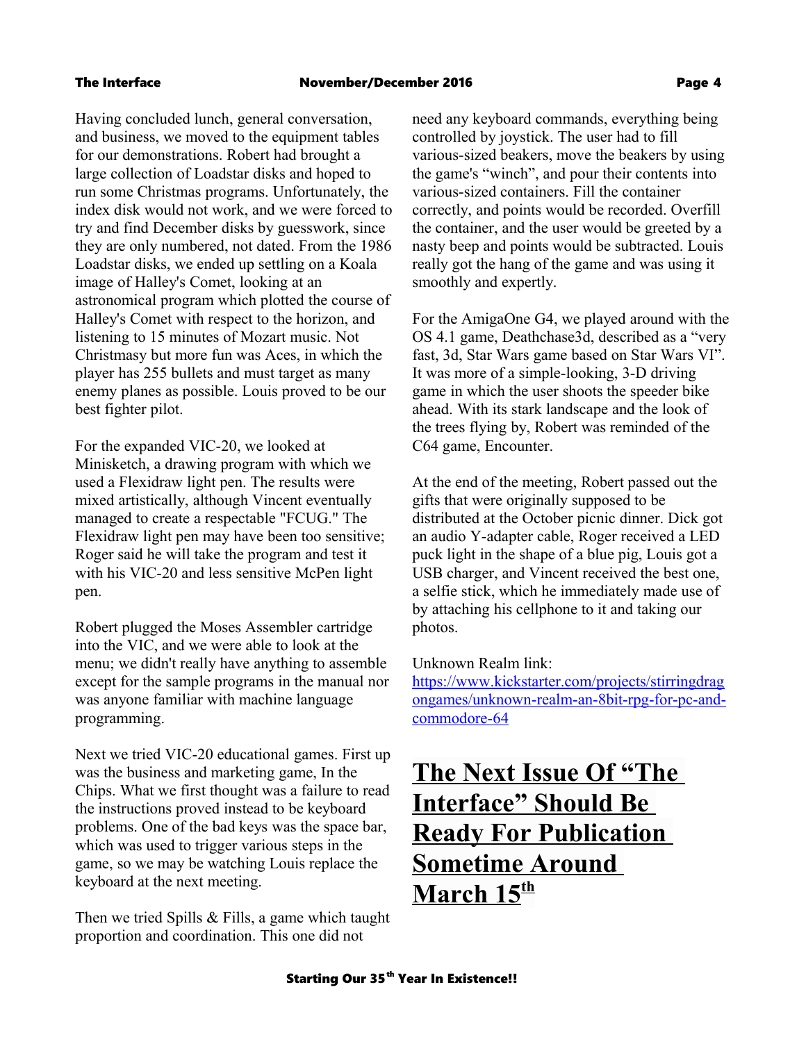Having concluded lunch, general conversation, and business, we moved to the equipment tables for our demonstrations. Robert had brought a large collection of Loadstar disks and hoped to run some Christmas programs. Unfortunately, the index disk would not work, and we were forced to try and find December disks by guesswork, since they are only numbered, not dated. From the 1986 Loadstar disks, we ended up settling on a Koala image of Halley's Comet, looking at an astronomical program which plotted the course of Halley's Comet with respect to the horizon, and listening to 15 minutes of Mozart music. Not Christmasy but more fun was Aces, in which the player has 255 bullets and must target as many enemy planes as possible. Louis proved to be our best fighter pilot.

For the expanded VIC-20, we looked at Minisketch, a drawing program with which we used a Flexidraw light pen. The results were mixed artistically, although Vincent eventually managed to create a respectable "FCUG." The Flexidraw light pen may have been too sensitive; Roger said he will take the program and test it with his VIC-20 and less sensitive McPen light pen.

Robert plugged the Moses Assembler cartridge into the VIC, and we were able to look at the menu; we didn't really have anything to assemble except for the sample programs in the manual nor was anyone familiar with machine language programming.

Next we tried VIC-20 educational games. First up was the business and marketing game, In the Chips. What we first thought was a failure to read the instructions proved instead to be keyboard problems. One of the bad keys was the space bar, which was used to trigger various steps in the game, so we may be watching Louis replace the keyboard at the next meeting.

Then we tried Spills & Fills, a game which taught proportion and coordination. This one did not need any keyboard commands, everything being controlled by joystick. The user had to fill various-sized beakers, move the beakers by using the game's "winch", and pour their contents into various-sized containers. Fill the container correctly, and points would be recorded. Overfill the container, and the user would be greeted by a nasty beep and points would be subtracted. Louis really got the hang of the game and was using it smoothly and expertly.

For the AmigaOne G4, we played around with the OS 4.1 game, Deathchase3d, described as a "very fast, 3d, Star Wars game based on Star Wars VI". It was more of a simple-looking, 3-D driving game in which the user shoots the speeder bike ahead. With its stark landscape and the look of the trees flying by, Robert was reminded of the C64 game, Encounter.

At the end of the meeting, Robert passed out the gifts that were originally supposed to be distributed at the October picnic dinner. Dick got an audio Y-adapter cable, Roger received a LED puck light in the shape of a blue pig, Louis got a USB charger, and Vincent received the best one, a selfie stick, which he immediately made use of by attaching his cellphone to it and taking our photos.

Unknown Realm link:
https://www.kickstarter.com/projects/stirringdragongames/unknown-realm-an-8bit-rpg-for-pc-and-commodore-64

# The Next Issue Of "The Interface" Should Be Ready For Publication Sometime Around March 15th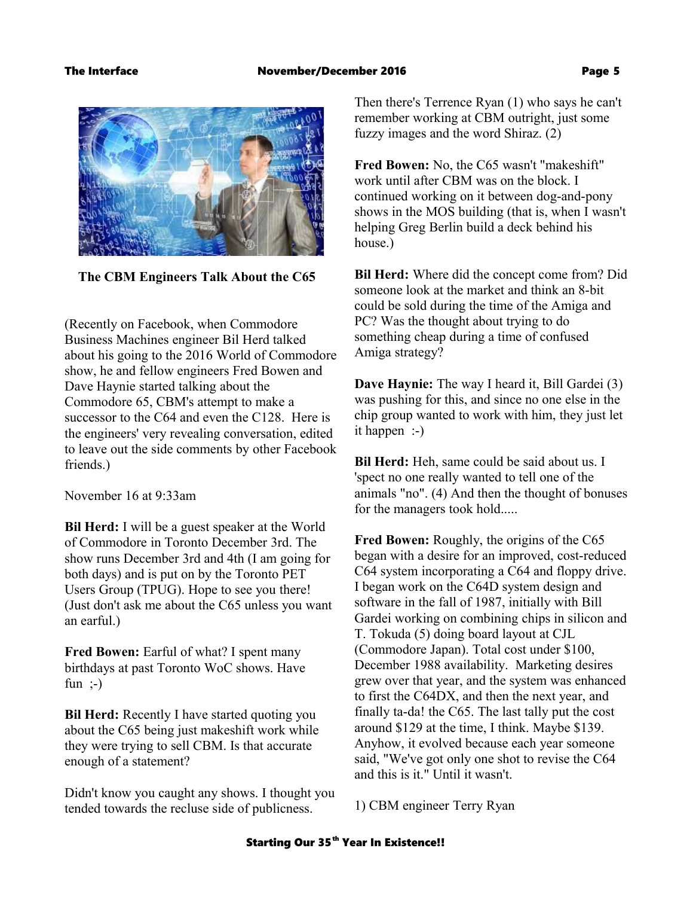**The CBM Engineers Talk About the C65**

(Recently on Facebook, when Commodore Business Machines engineer Bil Herd talked about his going to the 2016 World of Commodore show, he and fellow engineers Fred Bowen and Dave Haynie started talking about the Commodore 65, CBM's attempt to make a successor to the C64 and even the C128. Here is the engineers' very revealing conversation, edited to leave out the side comments by other Facebook friends.)

November 16 at 9:33am

**Bil Herd:** I will be a guest speaker at the World of Commodore in Toronto December 3rd. The show runs December 3rd and 4th (I am going for both days) and is put on by the Toronto PET Users Group (TPUG). Hope to see you there! (Just don't ask me about the C65 unless you want an earful.)

**Fred Bowen:** Earful of what? I spent many birthdays at past Toronto WoC shows. Have fun ;-)

**Bil Herd:** Recently I have started quoting you about the C65 being just makeshift work while they were trying to sell CBM. Is that accurate enough of a statement?

Didn't know you caught any shows. I thought you tended towards the recluse side of publicness.

Then there's Terrence Ryan (1) who says he can't remember working at CBM outright, just some fuzzy images and the word Shiraz. (2)

**Fred Bowen:** No, the C65 wasn't "makeshift" work until after CBM was on the block. I continued working on it between dog-and-pony shows in the MOS building (that is, when I wasn't helping Greg Berlin build a deck behind his house.)

**Bil Herd:** Where did the concept come from? Did someone look at the market and think an 8-bit could be sold during the time of the Amiga and PC? Was the thought about trying to do something cheap during a time of confused Amiga strategy?

**Dave Haynie:** The way I heard it, Bill Gardei (3) was pushing for this, and since no one else in the chip group wanted to work with him, they just let it happen :-)

**Bil Herd:** Heh, same could be said about us. I 'spect no one really wanted to tell one of the animals "no". (4) And then the thought of bonuses for the managers took hold.....

**Fred Bowen:** Roughly, the origins of the C65 began with a desire for an improved, cost-reduced C64 system incorporating a C64 and floppy drive. I began work on the C64D system design and software in the fall of 1987, initially with Bill Gardei working on combining chips in silicon and T. Tokuda (5) doing board layout at CJL (Commodore Japan). Total cost under $100, December 1988 availability. Marketing desires grew over that year, and the system was enhanced to first the C64DX, and then the next year, and finally ta-da! the C65. The last tally put the cost around $129 at the time, I think. Maybe $139. Anyhow, it evolved because each year someone said, "We've got only one shot to revise the C64 and this is it." Until it wasn't.

1) CBM engineer Terry Ryan

**Starting Our 35th Year In Existence!!**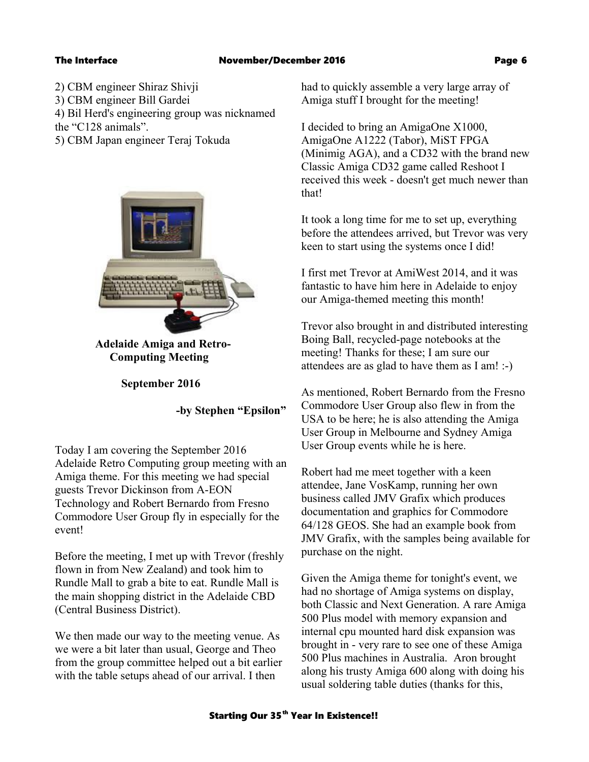2) CBM engineer Shiraz Shivji
3) CBM engineer Bill Gardei
4) Bil Herd's engineering group was nicknamed the “C128 animals”.
5) CBM Japan engineer Teraj Tokuda

## Adelaide Amiga and Retro-Computing Meeting

**September 2016**

**-by Stephen “Epsilon”**

Today I am covering the September 2016 Adelaide Retro Computing group meeting with an Amiga theme. For this meeting we had special guests Trevor Dickinson from A-EON Technology and Robert Bernardo from Fresno Commodore User Group fly in especially for the event!

Before the meeting, I met up with Trevor (freshly flown in from New Zealand) and took him to Rundle Mall to grab a bite to eat. Rundle Mall is the main shopping district in the Adelaide CBD (Central Business District).

We then made our way to the meeting venue. As we were a bit later than usual, George and Theo from the group committee helped out a bit earlier with the table setups ahead of our arrival. I then had to quickly assemble a very large array of Amiga stuff I brought for the meeting!

I decided to bring an AmigaOne X1000, AmigaOne A1222 (Tabor), MiST FPGA (Minimig AGA), and a CD32 with the brand new Classic Amiga CD32 game called Reshoot I received this week - doesn't get much newer than that!

It took a long time for me to set up, everything before the attendees arrived, but Trevor was very keen to start using the systems once I did!

I first met Trevor at AmiWest 2014, and it was fantastic to have him here in Adelaide to enjoy our Amiga-themed meeting this month!

Trevor also brought in and distributed interesting Boing Ball, recycled-page notebooks at the meeting! Thanks for these; I am sure our attendees are as glad to have them as I am! :-)

As mentioned, Robert Bernardo from the Fresno Commodore User Group also flew in from the USA to be here; he is also attending the Amiga User Group in Melbourne and Sydney Amiga User Group events while he is here.

Robert had me meet together with a keen attendee, Jane VosKamp, running her own business called JMV Grafix which produces documentation and graphics for Commodore 64/128 GEOS. She had an example book from JMV Grafix, with the samples being available for purchase on the night.

Given the Amiga theme for tonight's event, we had no shortage of Amiga systems on display, both Classic and Next Generation. A rare Amiga 500 Plus model with memory expansion and internal cpu mounted hard disk expansion was brought in - very rare to see one of these Amiga 500 Plus machines in Australia. Aron brought along his trusty Amiga 600 along with doing his usual soldering table duties (thanks for this,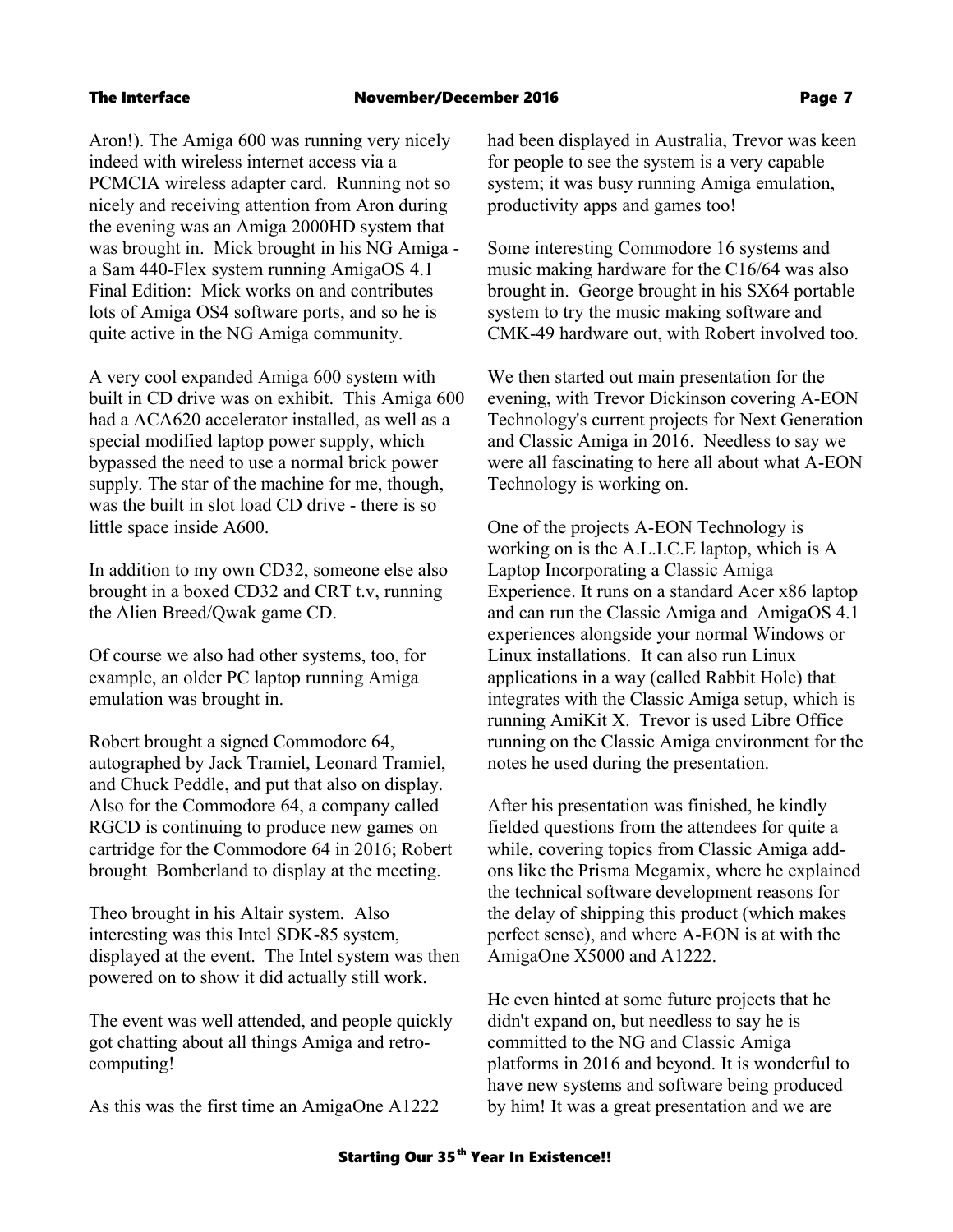Aron!). The Amiga 600 was running very nicely indeed with wireless internet access via a PCMCIA wireless adapter card. Running not so nicely and receiving attention from Aron during the evening was an Amiga 2000HD system that was brought in. Mick brought in his NG Amiga - a Sam 440-Flex system running AmigaOS 4.1 Final Edition: Mick works on and contributes lots of Amiga OS4 software ports, and so he is quite active in the NG Amiga community.

A very cool expanded Amiga 600 system with built in CD drive was on exhibit. This Amiga 600 had a ACA620 accelerator installed, as well as a special modified laptop power supply, which bypassed the need to use a normal brick power supply. The star of the machine for me, though, was the built in slot load CD drive - there is so little space inside A600.

In addition to my own CD32, someone else also brought in a boxed CD32 and CRT t.v, running the Alien Breed/Qwak game CD.

Of course we also had other systems, too, for example, an older PC laptop running Amiga emulation was brought in.

Robert brought a signed Commodore 64, autographed by Jack Tramiel, Leonard Tramiel, and Chuck Peddle, and put that also on display. Also for the Commodore 64, a company called RGCD is continuing to produce new games on cartridge for the Commodore 64 in 2016; Robert brought Bomberland to display at the meeting.

Theo brought in his Altair system. Also interesting was this Intel SDK-85 system, displayed at the event. The Intel system was then powered on to show it did actually still work.

The event was well attended, and people quickly got chatting about all things Amiga and retro-computing!

As this was the first time an AmigaOne A1222 had been displayed in Australia, Trevor was keen for people to see the system is a very capable system; it was busy running Amiga emulation, productivity apps and games too!

Some interesting Commodore 16 systems and music making hardware for the C16/64 was also brought in. George brought in his SX64 portable system to try the music making software and CMK-49 hardware out, with Robert involved too.

We then started out main presentation for the evening, with Trevor Dickinson covering A-EON Technology's current projects for Next Generation and Classic Amiga in 2016. Needless to say we were all fascinating to here all about what A-EON Technology is working on.

One of the projects A-EON Technology is working on is the A.L.I.C.E laptop, which is A Laptop Incorporating a Classic Amiga Experience. It runs on a standard Acer x86 laptop and can run the Classic Amiga and AmigaOS 4.1 experiences alongside your normal Windows or Linux installations. It can also run Linux applications in a way (called Rabbit Hole) that integrates with the Classic Amiga setup, which is running AmiKit X. Trevor is used Libre Office running on the Classic Amiga environment for the notes he used during the presentation.

After his presentation was finished, he kindly fielded questions from the attendees for quite a while, covering topics from Classic Amiga add-ons like the Prisma Megamix, where he explained the technical software development reasons for the delay of shipping this product (which makes perfect sense), and where A-EON is at with the AmigaOne X5000 and A1222.

He even hinted at some future projects that he didn't expand on, but needless to say he is committed to the NG and Classic Amiga platforms in 2016 and beyond. It is wonderful to have new systems and software being produced by him! It was a great presentation and we are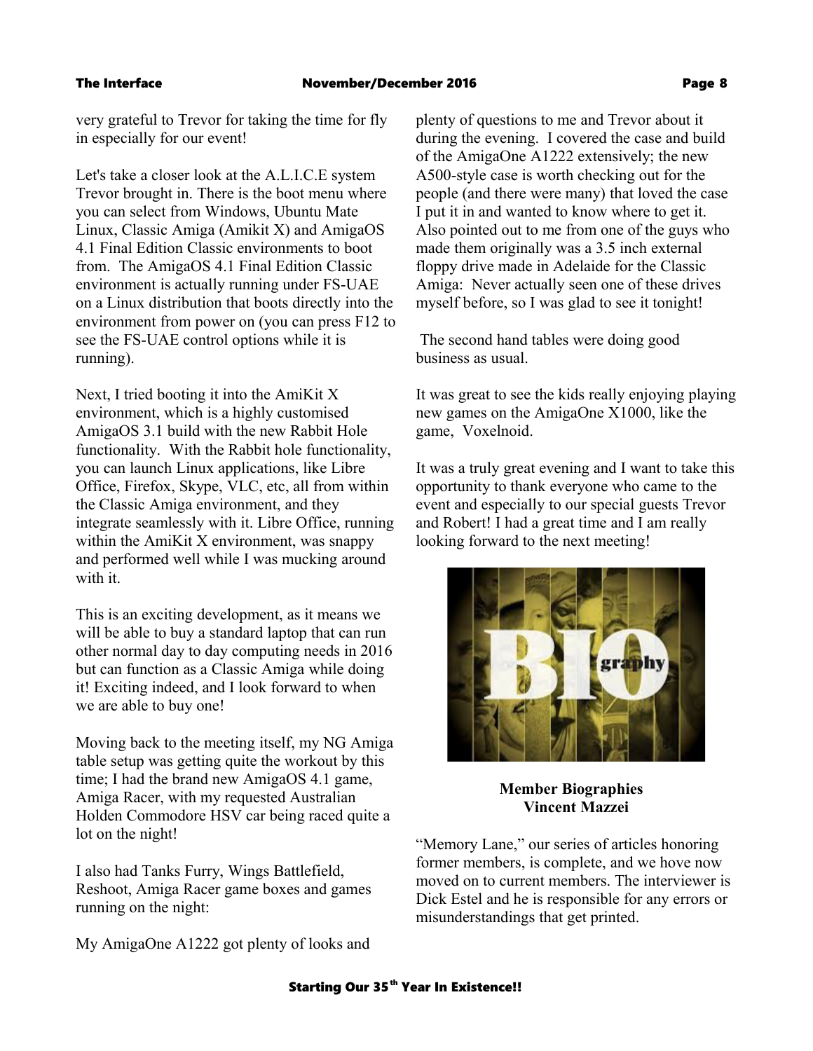very grateful to Trevor for taking the time for fly in especially for our event!

Let's take a closer look at the A.L.I.C.E system Trevor brought in. There is the boot menu where you can select from Windows, Ubuntu Mate Linux, Classic Amiga (Amikit X) and AmigaOS 4.1 Final Edition Classic environments to boot from. The AmigaOS 4.1 Final Edition Classic environment is actually running under FS-UAE on a Linux distribution that boots directly into the environment from power on (you can press F12 to see the FS-UAE control options while it is running).

Next, I tried booting it into the AmiKit X environment, which is a highly customised AmigaOS 3.1 build with the new Rabbit Hole functionality. With the Rabbit hole functionality, you can launch Linux applications, like Libre Office, Firefox, Skype, VLC, etc, all from within the Classic Amiga environment, and they integrate seamlessly with it. Libre Office, running within the AmiKit X environment, was snappy and performed well while I was mucking around with it.

This is an exciting development, as it means we will be able to buy a standard laptop that can run other normal day to day computing needs in 2016 but can function as a Classic Amiga while doing it! Exciting indeed, and I look forward to when we are able to buy one!

Moving back to the meeting itself, my NG Amiga table setup was getting quite the workout by this time; I had the brand new AmigaOS 4.1 game, Amiga Racer, with my requested Australian Holden Commodore HSV car being raced quite a lot on the night!

I also had Tanks Furry, Wings Battlefield, Reshoot, Amiga Racer game boxes and games running on the night:

My AmigaOne A1222 got plenty of looks and plenty of questions to me and Trevor about it during the evening. I covered the case and build of the AmigaOne A1222 extensively; the new A500-style case is worth checking out for the people (and there were many) that loved the case I put it in and wanted to know where to get it. Also pointed out to me from one of the guys who made them originally was a 3.5 inch external floppy drive made in Adelaide for the Classic Amiga: Never actually seen one of these drives myself before, so I was glad to see it tonight!

The second hand tables were doing good business as usual.

It was great to see the kids really enjoying playing new games on the AmigaOne X1000, like the game, Voxelnoid.

It was a truly great evening and I want to take this opportunity to thank everyone who came to the event and especially to our special guests Trevor and Robert! I had a great time and I am really looking forward to the next meeting!

**Member Biographies**
**Vincent Mazzei**

"Memory Lane," our series of articles honoring former members, is complete, and we hove now moved on to current members. The interviewer is Dick Estel and he is responsible for any errors or misunderstandings that get printed.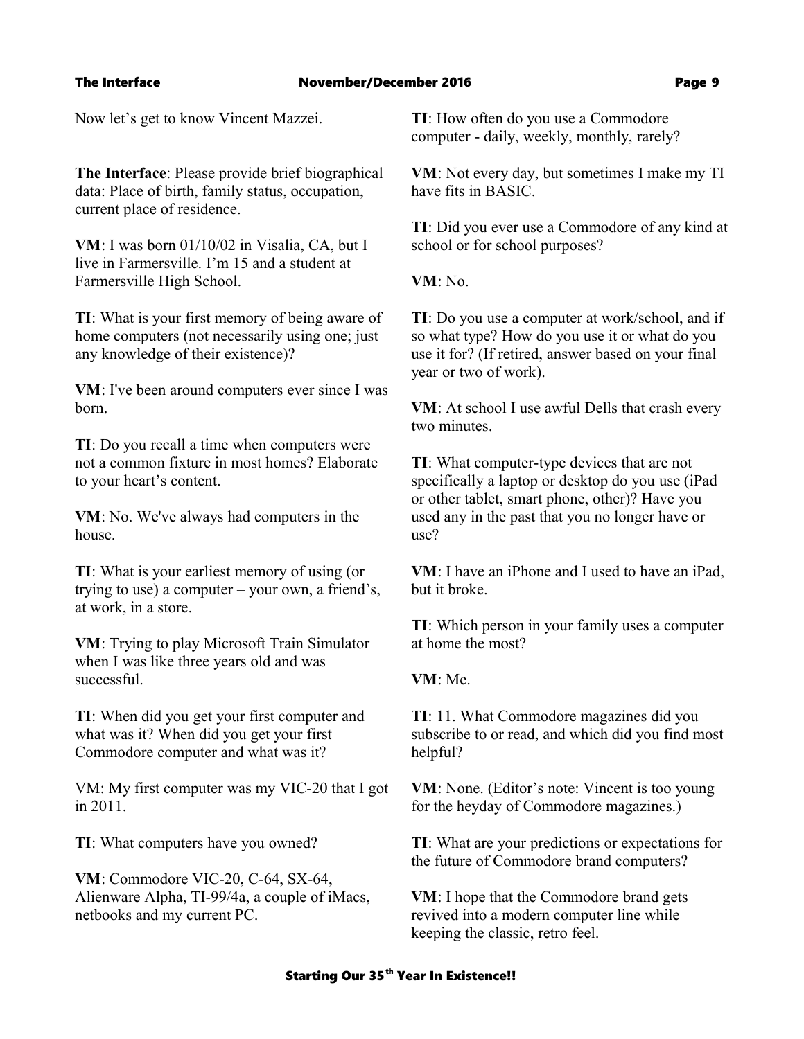Now let's get to know Vincent Mazzei.

**The Interface**: Please provide brief biographical data: Place of birth, family status, occupation, current place of residence.

**VM**: I was born 01/10/02 in Visalia, CA, but I live in Farmersville. I'm 15 and a student at Farmersville High School.

**TI**: What is your first memory of being aware of home computers (not necessarily using one; just any knowledge of their existence)?

**VM**: I've been around computers ever since I was born.

**TI**: Do you recall a time when computers were not a common fixture in most homes? Elaborate to your heart's content.

**VM**: No. We've always had computers in the house.

**TI**: What is your earliest memory of using (or trying to use) a computer – your own, a friend's, at work, in a store.

**VM**: Trying to play Microsoft Train Simulator when I was like three years old and was successful.

**TI**: When did you get your first computer and what was it? When did you get your first Commodore computer and what was it?

VM: My first computer was my VIC-20 that I got in 2011.

**TI**: What computers have you owned?

**VM**: Commodore VIC-20, C-64, SX-64, Alienware Alpha, TI-99/4a, a couple of iMacs, netbooks and my current PC.

**TI**: How often do you use a Commodore computer - daily, weekly, monthly, rarely?

**VM**: Not every day, but sometimes I make my TI have fits in BASIC.

**TI**: Did you ever use a Commodore of any kind at school or for school purposes?

**VM**: No.

**TI**: Do you use a computer at work/school, and if so what type? How do you use it or what do you use it for? (If retired, answer based on your final year or two of work).

**VM**: At school I use awful Dells that crash every two minutes.

**TI**: What computer-type devices that are not specifically a laptop or desktop do you use (iPad or other tablet, smart phone, other)? Have you used any in the past that you no longer have or use?

**VM**: I have an iPhone and I used to have an iPad, but it broke.

**TI**: Which person in your family uses a computer at home the most?

**VM**: Me.

**TI**: 11. What Commodore magazines did you subscribe to or read, and which did you find most helpful?

**VM**: None. (Editor's note: Vincent is too young for the heyday of Commodore magazines.)

**TI**: What are your predictions or expectations for the future of Commodore brand computers?

**VM**: I hope that the Commodore brand gets revived into a modern computer line while keeping the classic, retro feel.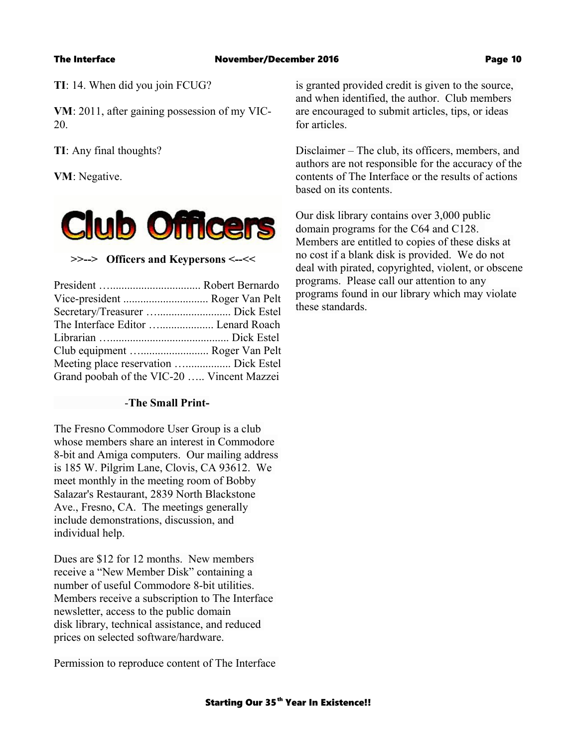**TI**: 14. When did you join FCUG?

**VM**: 2011, after gaining possession of my VIC-20.

**TI**: Any final thoughts?

**VM**: Negative.

# Club Officers

**>>--> Officers and Keypersons <--<<**

President …................................ Robert Bernardo
Vice-president ............................. Roger Van Pelt
Secretary/Treasurer …......................... Dick Estel
The Interface Editor …................... Lenard Roach
Librarian …......................................... Dick Estel
Club equipment …........................ Roger Van Pelt
Meeting place reservation ….............. Dick Estel
Grand poobah of the VIC-20 ….. Vincent Mazzei

**-The Small Print-**

The Fresno Commodore User Group is a club whose members share an interest in Commodore 8-bit and Amiga computers. Our mailing address is 185 W. Pilgrim Lane, Clovis, CA 93612. We meet monthly in the meeting room of Bobby Salazar's Restaurant, 2839 North Blackstone Ave., Fresno, CA. The meetings generally include demonstrations, discussion, and individual help.

Dues are $12 for 12 months. New members receive a "New Member Disk" containing a number of useful Commodore 8-bit utilities. Members receive a subscription to The Interface newsletter, access to the public domain disk library, technical assistance, and reduced prices on selected software/hardware.

Permission to reproduce content of The Interface is granted provided credit is given to the source, and when identified, the author. Club members are encouraged to submit articles, tips, or ideas for articles.

Disclaimer – The club, its officers, members, and authors are not responsible for the accuracy of the contents of The Interface or the results of actions based on its contents.

Our disk library contains over 3,000 public domain programs for the C64 and C128. Members are entitled to copies of these disks at no cost if a blank disk is provided. We do not deal with pirated, copyrighted, violent, or obscene programs. Please call our attention to any programs found in our library which may violate these standards.